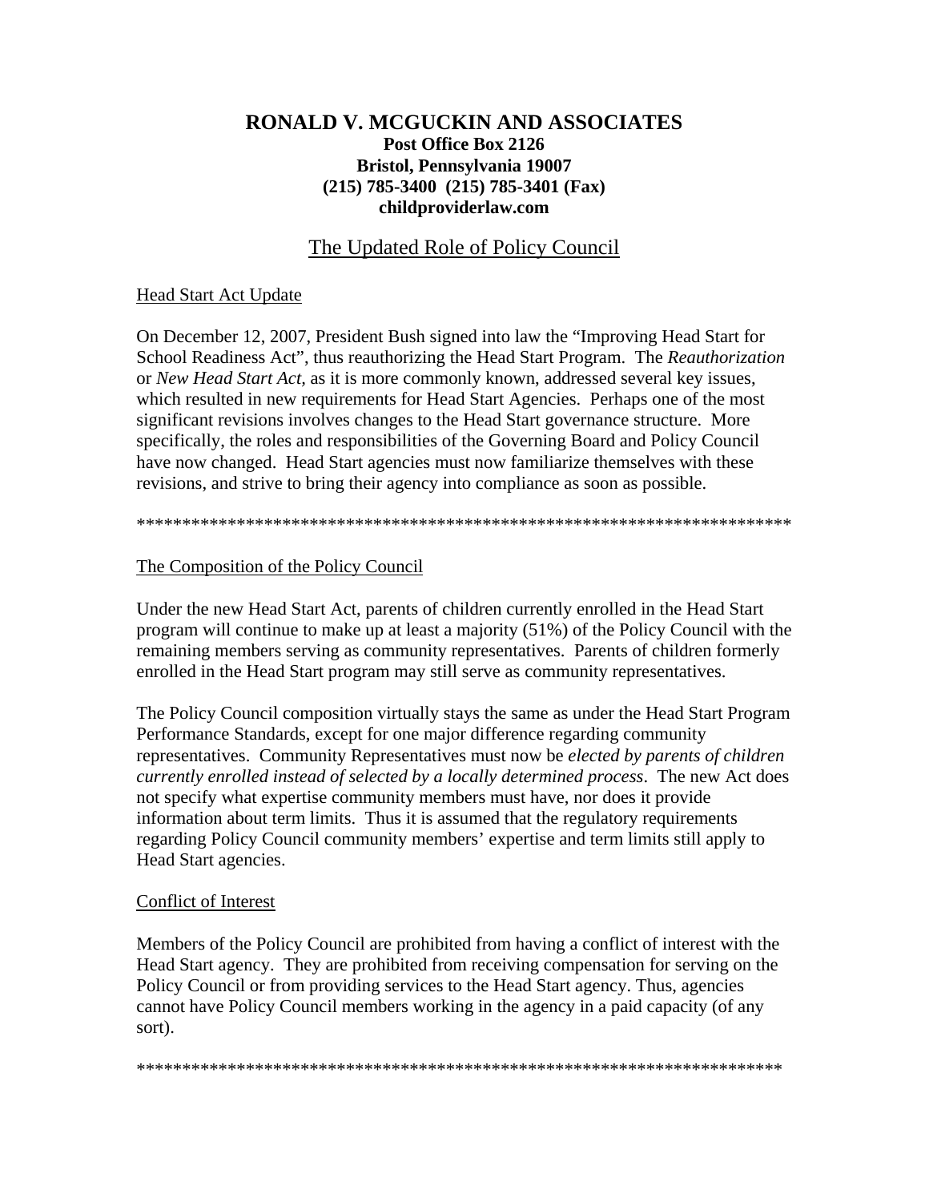# RONALD V. MCGUCKIN AND ASSOCIATES

**Post Office Box 2126**
**Bristol, Pennsylvania 19007**
**(215) 785-3400 (215) 785-3401 (Fax)**
**childproviderlaw.com**

## The Updated Role of Policy Council

### Head Start Act Update

On December 12, 2007, President Bush signed into law the "Improving Head Start for School Readiness Act", thus reauthorizing the Head Start Program. The *Reauthorization* or *New Head Start Act,* as it is more commonly known, addressed several key issues, which resulted in new requirements for Head Start Agencies. Perhaps one of the most significant revisions involves changes to the Head Start governance structure. More specifically, the roles and responsibilities of the Governing Board and Policy Council have now changed. Head Start agencies must now familiarize themselves with these revisions, and strive to bring their agency into compliance as soon as possible.

*************************************************************************

### The Composition of the Policy Council

Under the new Head Start Act, parents of children currently enrolled in the Head Start program will continue to make up at least a majority (51%) of the Policy Council with the remaining members serving as community representatives. Parents of children formerly enrolled in the Head Start program may still serve as community representatives.

The Policy Council composition virtually stays the same as under the Head Start Program Performance Standards, except for one major difference regarding community representatives. Community Representatives must now be *elected by parents of children currently enrolled instead of selected by a locally determined process*. The new Act does not specify what expertise community members must have, nor does it provide information about term limits. Thus it is assumed that the regulatory requirements regarding Policy Council community members' expertise and term limits still apply to Head Start agencies.

### Conflict of Interest

Members of the Policy Council are prohibited from having a conflict of interest with the Head Start agency. They are prohibited from receiving compensation for serving on the Policy Council or from providing services to the Head Start agency. Thus, agencies cannot have Policy Council members working in the agency in a paid capacity (of any sort).

*************************************************************************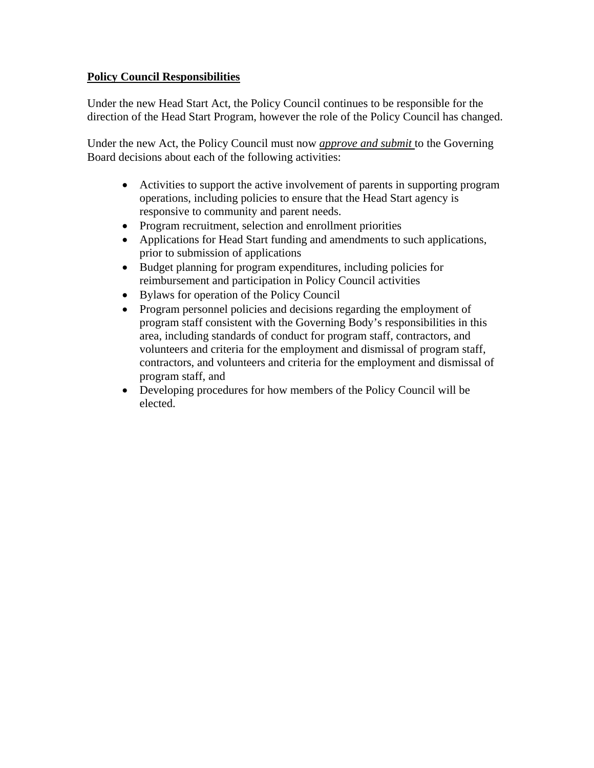**Policy Council Responsibilities**

Under the new Head Start Act, the Policy Council continues to be responsible for the direction of the Head Start Program, however the role of the Policy Council has changed.

Under the new Act, the Policy Council must now ***approve and submit*** to the Governing Board decisions about each of the following activities:

- Activities to support the active involvement of parents in supporting program operations, including policies to ensure that the Head Start agency is responsive to community and parent needs.
- Program recruitment, selection and enrollment priorities
- Applications for Head Start funding and amendments to such applications, prior to submission of applications
- Budget planning for program expenditures, including policies for reimbursement and participation in Policy Council activities
- Bylaws for operation of the Policy Council
- Program personnel policies and decisions regarding the employment of program staff consistent with the Governing Body's responsibilities in this area, including standards of conduct for program staff, contractors, and volunteers and criteria for the employment and dismissal of program staff, contractors, and volunteers and criteria for the employment and dismissal of program staff, and
- Developing procedures for how members of the Policy Council will be elected.